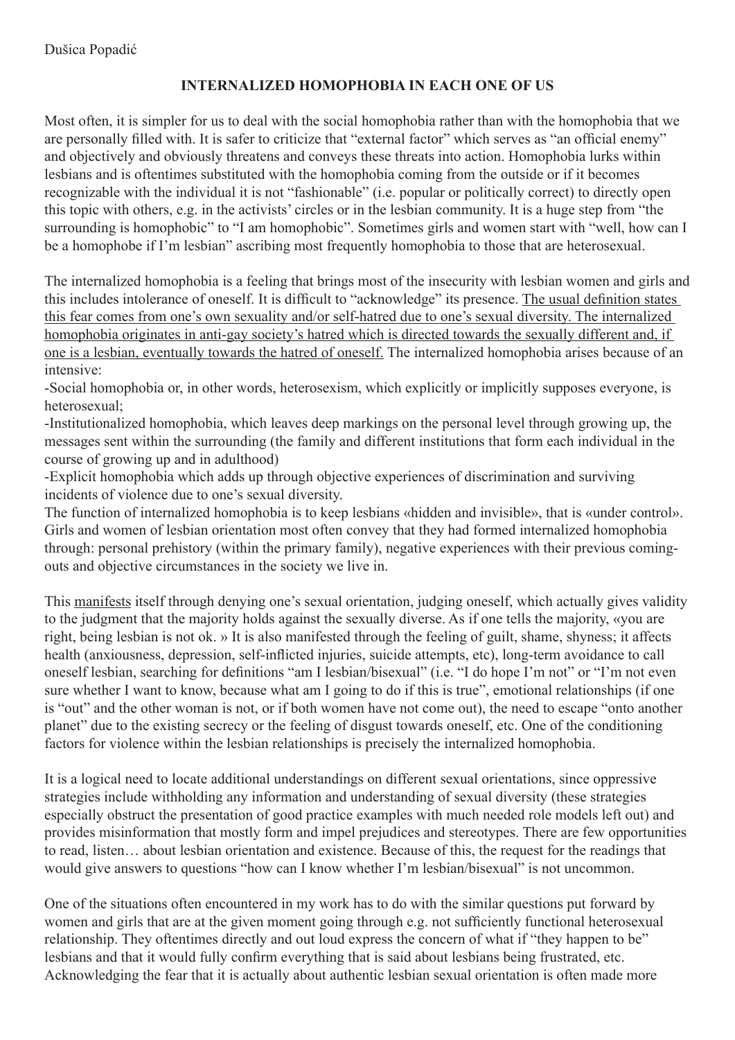Dušica Popadić

## INTERNALIZED HOMOPHOBIA IN EACH ONE OF US

Most often, it is simpler for us to deal with the social homophobia rather than with the homophobia that we are personally filled with. It is safer to criticize that "external factor" which serves as "an official enemy" and objectively and obviously threatens and conveys these threats into action. Homophobia lurks within lesbians and is oftentimes substituted with the homophobia coming from the outside or if it becomes recognizable with the individual it is not "fashionable" (i.e. popular or politically correct) to directly open this topic with others, e.g. in the activists' circles or in the lesbian community. It is a huge step from "the surrounding is homophobic" to "I am homophobic". Sometimes girls and women start with "well, how can I be a homophobe if I'm lesbian" ascribing most frequently homophobia to those that are heterosexual.

The internalized homophobia is a feeling that brings most of the insecurity with lesbian women and girls and this includes intolerance of oneself. It is difficult to "acknowledge" its presence. <u>The usual definition states this fear comes from one's own sexuality and/or self-hatred due to one's sexual diversity. The internalized homophobia originates in anti-gay society's hatred which is directed towards the sexually different and, if one is a lesbian, eventually towards the hatred of oneself.</u> The internalized homophobia arises because of an intensive:

-Social homophobia or, in other words, heterosexism, which explicitly or implicitly supposes everyone, is heterosexual;

-Institutionalized homophobia, which leaves deep markings on the personal level through growing up, the messages sent within the surrounding (the family and different institutions that form each individual in the course of growing up and in adulthood)

-Explicit homophobia which adds up through objective experiences of discrimination and surviving incidents of violence due to one's sexual diversity.

The function of internalized homophobia is to keep lesbians «hidden and invisible», that is «under control». Girls and women of lesbian orientation most often convey that they had formed internalized homophobia through: personal prehistory (within the primary family), negative experiences with their previous coming-outs and objective circumstances in the society we live in.

This <u>manifests</u> itself through denying one's sexual orientation, judging oneself, which actually gives validity to the judgment that the majority holds against the sexually diverse. As if one tells the majority, «you are right, being lesbian is not ok. » It is also manifested through the feeling of guilt, shame, shyness; it affects health (anxiousness, depression, self-inflicted injuries, suicide attempts, etc), long-term avoidance to call oneself lesbian, searching for definitions "am I lesbian/bisexual" (i.e. "I do hope I'm not" or "I'm not even sure whether I want to know, because what am I going to do if this is true", emotional relationships (if one is "out" and the other woman is not, or if both women have not come out), the need to escape "onto another planet" due to the existing secrecy or the feeling of disgust towards oneself, etc. One of the conditioning factors for violence within the lesbian relationships is precisely the internalized homophobia.

It is a logical need to locate additional understandings on different sexual orientations, since oppressive strategies include withholding any information and understanding of sexual diversity (these strategies especially obstruct the presentation of good practice examples with much needed role models left out) and provides misinformation that mostly form and impel prejudices and stereotypes. There are few opportunities to read, listen… about lesbian orientation and existence. Because of this, the request for the readings that would give answers to questions "how can I know whether I'm lesbian/bisexual" is not uncommon.

One of the situations often encountered in my work has to do with the similar questions put forward by women and girls that are at the given moment going through e.g. not sufficiently functional heterosexual relationship. They oftentimes directly and out loud express the concern of what if "they happen to be" lesbians and that it would fully confirm everything that is said about lesbians being frustrated, etc. Acknowledging the fear that it is actually about authentic lesbian sexual orientation is often made more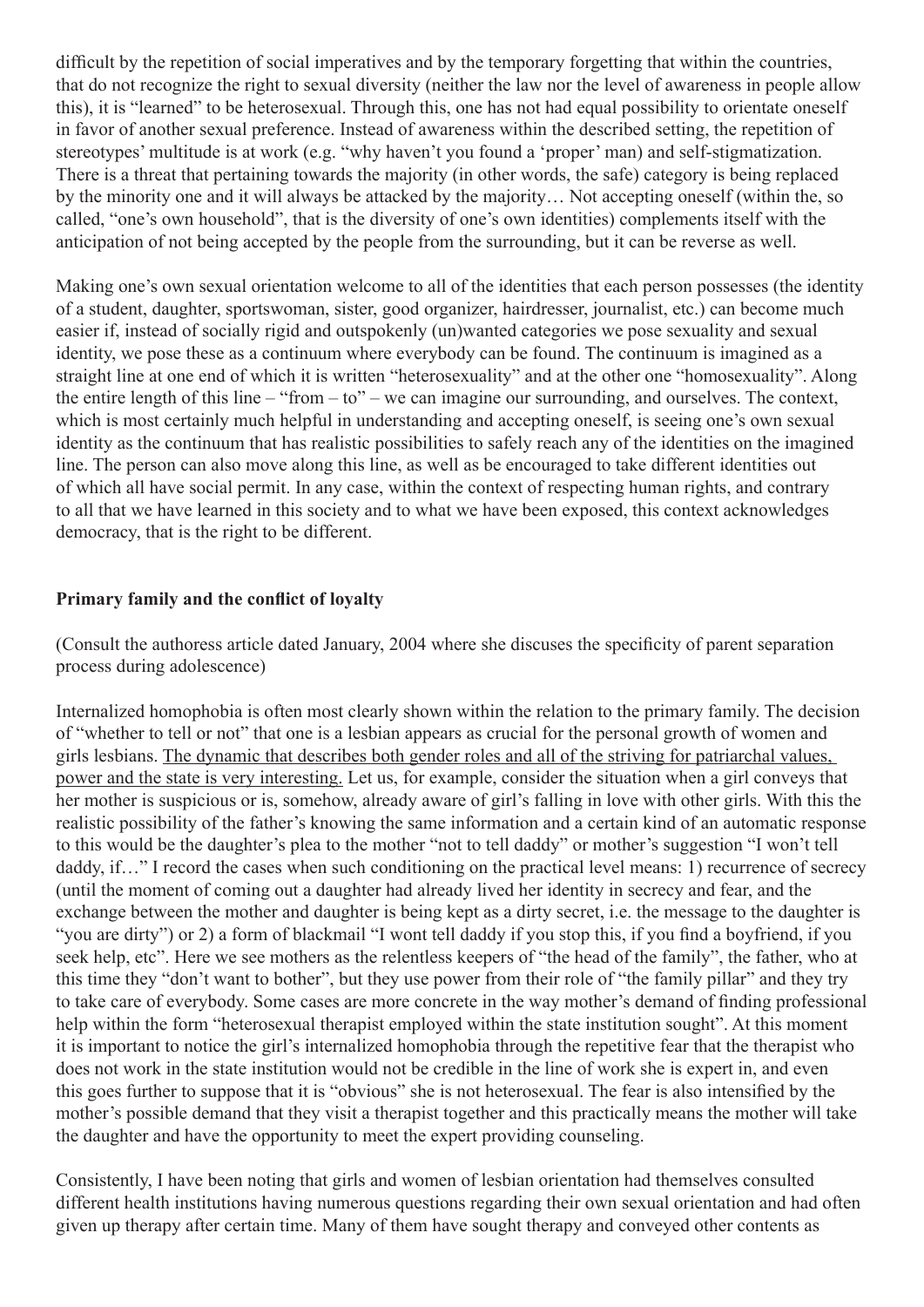difficult by the repetition of social imperatives and by the temporary forgetting that within the countries, that do not recognize the right to sexual diversity (neither the law nor the level of awareness in people allow this), it is "learned" to be heterosexual. Through this, one has not had equal possibility to orientate oneself in favor of another sexual preference. Instead of awareness within the described setting, the repetition of stereotypes' multitude is at work (e.g. "why haven't you found a 'proper' man) and self-stigmatization. There is a threat that pertaining towards the majority (in other words, the safe) category is being replaced by the minority one and it will always be attacked by the majority… Not accepting oneself (within the, so called, "one's own household", that is the diversity of one's own identities) complements itself with the anticipation of not being accepted by the people from the surrounding, but it can be reverse as well.

Making one's own sexual orientation welcome to all of the identities that each person possesses (the identity of a student, daughter, sportswoman, sister, good organizer, hairdresser, journalist, etc.) can become much easier if, instead of socially rigid and outspokenly (un)wanted categories we pose sexuality and sexual identity, we pose these as a continuum where everybody can be found. The continuum is imagined as a straight line at one end of which it is written "heterosexuality" and at the other one "homosexuality". Along the entire length of this line – "from – to" – we can imagine our surrounding, and ourselves. The context, which is most certainly much helpful in understanding and accepting oneself, is seeing one's own sexual identity as the continuum that has realistic possibilities to safely reach any of the identities on the imagined line. The person can also move along this line, as well as be encouraged to take different identities out of which all have social permit. In any case, within the context of respecting human rights, and contrary to all that we have learned in this society and to what we have been exposed, this context acknowledges democracy, that is the right to be different.

**Primary family and the conflict of loyalty**

(Consult the authoress article dated January, 2004 where she discuses the specificity of parent separation process during adolescence)

Internalized homophobia is often most clearly shown within the relation to the primary family. The decision of "whether to tell or not" that one is a lesbian appears as crucial for the personal growth of women and girls lesbians. <u>The dynamic that describes both gender roles and all of the striving for patriarchal values, power and the state is very interesting.</u> Let us, for example, consider the situation when a girl conveys that her mother is suspicious or is, somehow, already aware of girl's falling in love with other girls. With this the realistic possibility of the father's knowing the same information and a certain kind of an automatic response to this would be the daughter's plea to the mother "not to tell daddy" or mother's suggestion "I won't tell daddy, if…" I record the cases when such conditioning on the practical level means: 1) recurrence of secrecy (until the moment of coming out a daughter had already lived her identity in secrecy and fear, and the exchange between the mother and daughter is being kept as a dirty secret, i.e. the message to the daughter is "you are dirty") or 2) a form of blackmail "I wont tell daddy if you stop this, if you find a boyfriend, if you seek help, etc". Here we see mothers as the relentless keepers of "the head of the family", the father, who at this time they "don't want to bother", but they use power from their role of "the family pillar" and they try to take care of everybody. Some cases are more concrete in the way mother's demand of finding professional help within the form "heterosexual therapist employed within the state institution sought". At this moment it is important to notice the girl's internalized homophobia through the repetitive fear that the therapist who does not work in the state institution would not be credible in the line of work she is expert in, and even this goes further to suppose that it is "obvious" she is not heterosexual. The fear is also intensified by the mother's possible demand that they visit a therapist together and this practically means the mother will take the daughter and have the opportunity to meet the expert providing counseling.

Consistently, I have been noting that girls and women of lesbian orientation had themselves consulted different health institutions having numerous questions regarding their own sexual orientation and had often given up therapy after certain time. Many of them have sought therapy and conveyed other contents as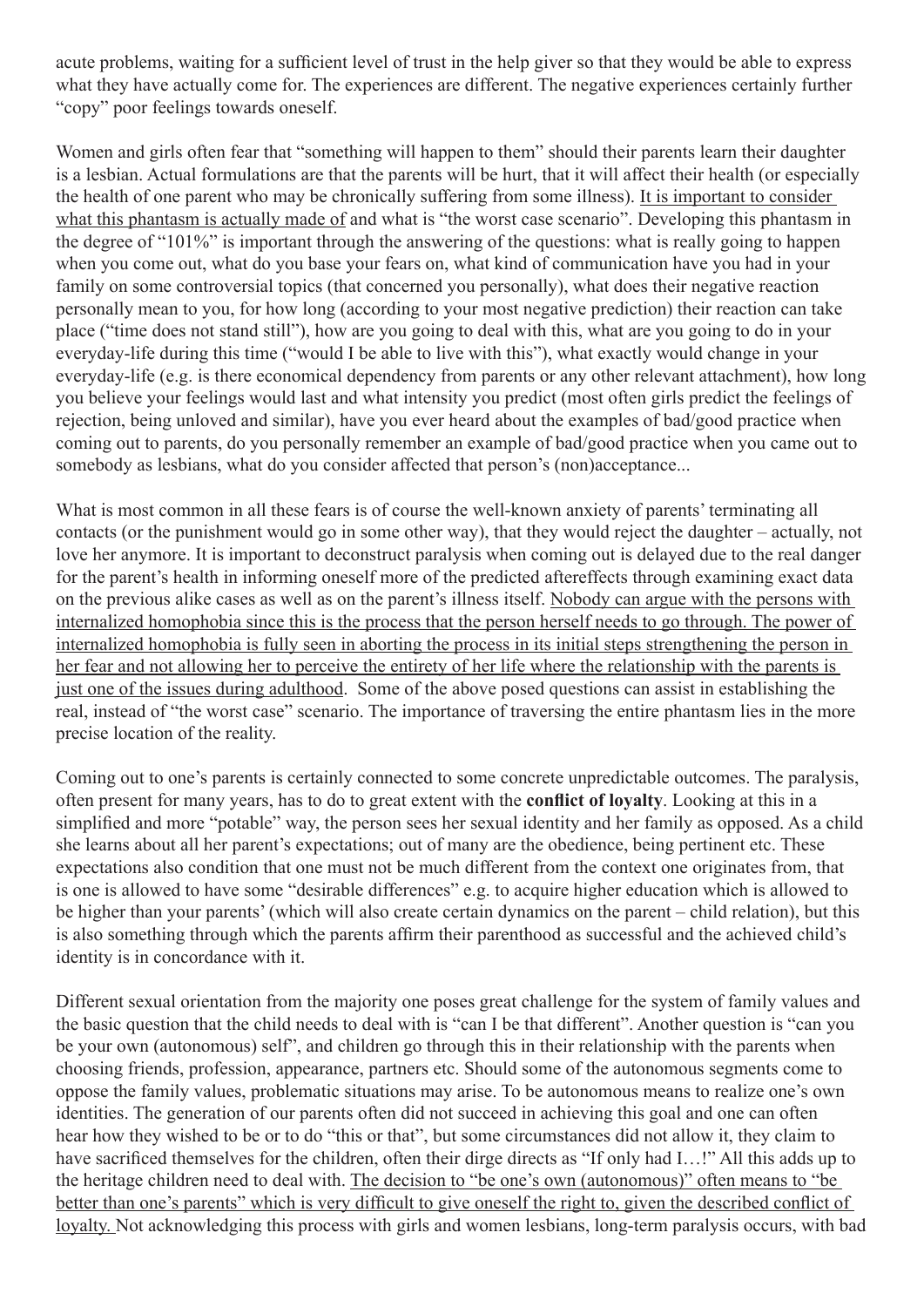acute problems, waiting for a sufficient level of trust in the help giver so that they would be able to express what they have actually come for. The experiences are different. The negative experiences certainly further "copy" poor feelings towards oneself.

Women and girls often fear that "something will happen to them" should their parents learn their daughter is a lesbian. Actual formulations are that the parents will be hurt, that it will affect their health (or especially the health of one parent who may be chronically suffering from some illness). <u>It is important to consider what this phantasm is actually made of</u> and what is "the worst case scenario". Developing this phantasm in the degree of "101%" is important through the answering of the questions: what is really going to happen when you come out, what do you base your fears on, what kind of communication have you had in your family on some controversial topics (that concerned you personally), what does their negative reaction personally mean to you, for how long (according to your most negative prediction) their reaction can take place ("time does not stand still"), how are you going to deal with this, what are you going to do in your everyday-life during this time ("would I be able to live with this"), what exactly would change in your everyday-life (e.g. is there economical dependency from parents or any other relevant attachment), how long you believe your feelings would last and what intensity you predict (most often girls predict the feelings of rejection, being unloved and similar), have you ever heard about the examples of bad/good practice when coming out to parents, do you personally remember an example of bad/good practice when you came out to somebody as lesbians, what do you consider affected that person's (non)acceptance...

What is most common in all these fears is of course the well-known anxiety of parents' terminating all contacts (or the punishment would go in some other way), that they would reject the daughter – actually, not love her anymore. It is important to deconstruct paralysis when coming out is delayed due to the real danger for the parent's health in informing oneself more of the predicted aftereffects through examining exact data on the previous alike cases as well as on the parent's illness itself. <u>Nobody can argue with the persons with internalized homophobia since this is the process that the person herself needs to go through. The power of internalized homophobia is fully seen in aborting the process in its initial steps strengthening the person in her fear and not allowing her to perceive the entirety of her life where the relationship with the parents is just one of the issues during adulthood</u>. Some of the above posed questions can assist in establishing the real, instead of "the worst case" scenario. The importance of traversing the entire phantasm lies in the more precise location of the reality.

Coming out to one's parents is certainly connected to some concrete unpredictable outcomes. The paralysis, often present for many years, has to do to great extent with the **conflict of loyalty**. Looking at this in a simplified and more "potable" way, the person sees her sexual identity and her family as opposed. As a child she learns about all her parent's expectations; out of many are the obedience, being pertinent etc. These expectations also condition that one must not be much different from the context one originates from, that is one is allowed to have some "desirable differences" e.g. to acquire higher education which is allowed to be higher than your parents' (which will also create certain dynamics on the parent – child relation), but this is also something through which the parents affirm their parenthood as successful and the achieved child's identity is in concordance with it.

Different sexual orientation from the majority one poses great challenge for the system of family values and the basic question that the child needs to deal with is "can I be that different". Another question is "can you be your own (autonomous) self", and children go through this in their relationship with the parents when choosing friends, profession, appearance, partners etc. Should some of the autonomous segments come to oppose the family values, problematic situations may arise. To be autonomous means to realize one's own identities. The generation of our parents often did not succeed in achieving this goal and one can often hear how they wished to be or to do "this or that", but some circumstances did not allow it, they claim to have sacrificed themselves for the children, often their dirge directs as "If only had I…!" All this adds up to the heritage children need to deal with. <u>The decision to "be one's own (autonomous)" often means to "be better than one's parents" which is very difficult to give oneself the right to, given the described conflict of loyalty.</u> Not acknowledging this process with girls and women lesbians, long-term paralysis occurs, with bad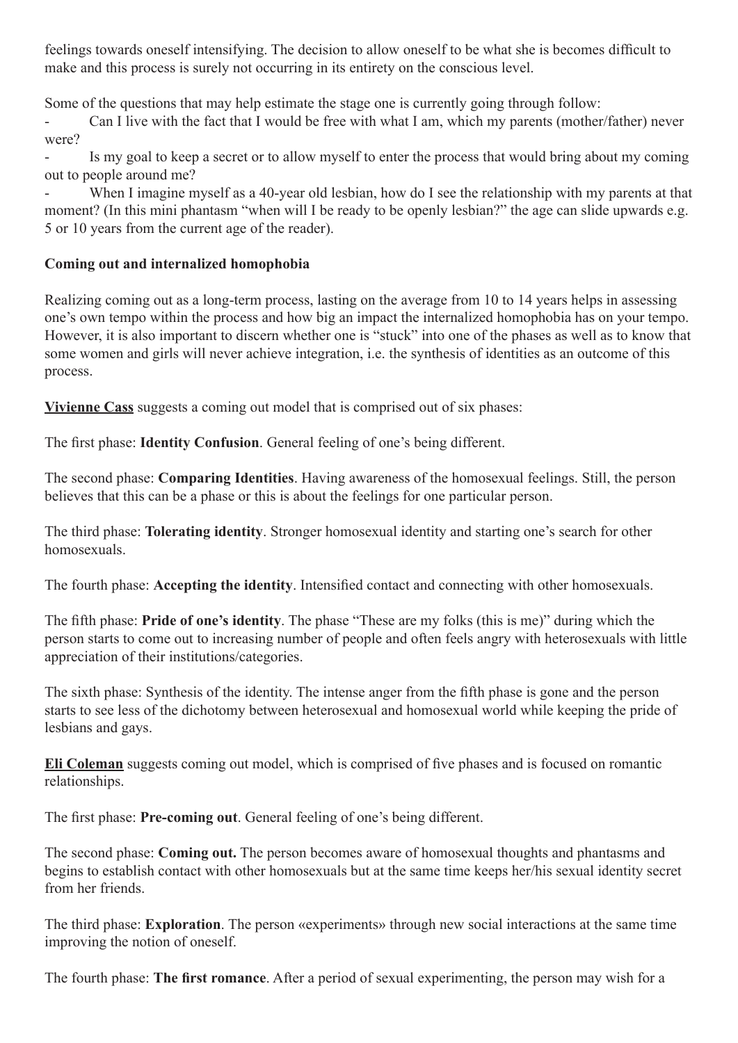feelings towards oneself intensifying. The decision to allow oneself to be what she is becomes difficult to make and this process is surely not occurring in its entirety on the conscious level.

Some of the questions that may help estimate the stage one is currently going through follow:

- Can I live with the fact that I would be free with what I am, which my parents (mother/father) never were?
- Is my goal to keep a secret or to allow myself to enter the process that would bring about my coming out to people around me?
- When I imagine myself as a 40-year old lesbian, how do I see the relationship with my parents at that moment? (In this mini phantasm "when will I be ready to be openly lesbian?" the age can slide upwards e.g. 5 or 10 years from the current age of the reader).

**Coming out and internalized homophobia**

Realizing coming out as a long-term process, lasting on the average from 10 to 14 years helps in assessing one's own tempo within the process and how big an impact the internalized homophobia has on your tempo. However, it is also important to discern whether one is "stuck" into one of the phases as well as to know that some women and girls will never achieve integration, i.e. the synthesis of identities as an outcome of this process.

**Vivienne Cass** suggests a coming out model that is comprised out of six phases:

The first phase: **Identity Confusion**. General feeling of one's being different.

The second phase: **Comparing Identities**. Having awareness of the homosexual feelings. Still, the person believes that this can be a phase or this is about the feelings for one particular person.

The third phase: **Tolerating identity**. Stronger homosexual identity and starting one's search for other homosexuals.

The fourth phase: **Accepting the identity**. Intensified contact and connecting with other homosexuals.

The fifth phase: **Pride of one's identity**. The phase "These are my folks (this is me)" during which the person starts to come out to increasing number of people and often feels angry with heterosexuals with little appreciation of their institutions/categories.

The sixth phase: Synthesis of the identity. The intense anger from the fifth phase is gone and the person starts to see less of the dichotomy between heterosexual and homosexual world while keeping the pride of lesbians and gays.

**Eli Coleman** suggests coming out model, which is comprised of five phases and is focused on romantic relationships.

The first phase: **Pre-coming out**. General feeling of one's being different.

The second phase: **Coming out.** The person becomes aware of homosexual thoughts and phantasms and begins to establish contact with other homosexuals but at the same time keeps her/his sexual identity secret from her friends.

The third phase: **Exploration**. The person «experiments» through new social interactions at the same time improving the notion of oneself.

The fourth phase: **The first romance**. After a period of sexual experimenting, the person may wish for a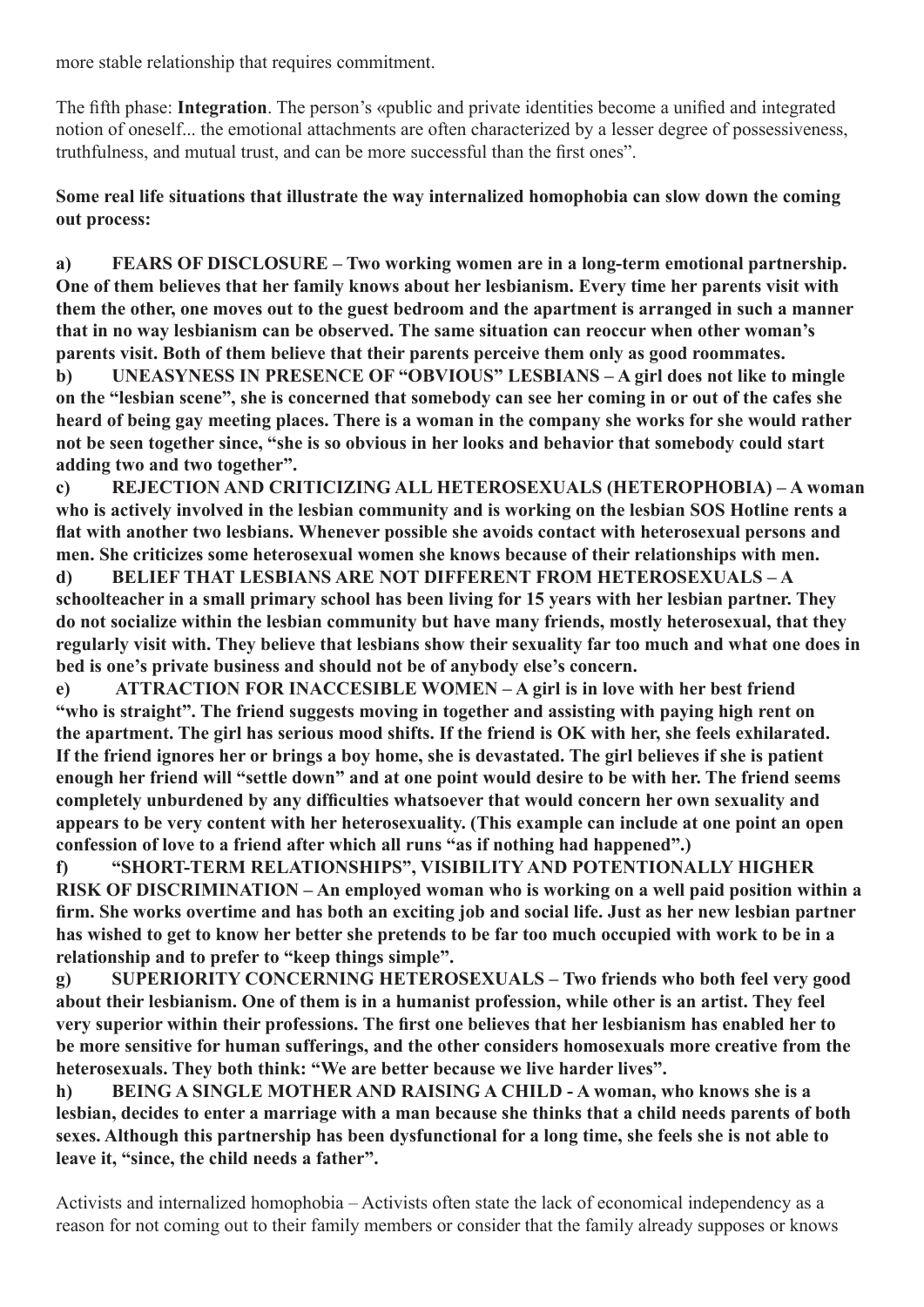more stable relationship that requires commitment.

The fifth phase: **Integration**. The person's «public and private identities become a unified and integrated notion of oneself... the emotional attachments are often characterized by a lesser degree of possessiveness, truthfulness, and mutual trust, and can be more successful than the first ones".

**Some real life situations that illustrate the way internalized homophobia can slow down the coming out process:**

**a) FEARS OF DISCLOSURE – Two working women are in a long-term emotional partnership. One of them believes that her family knows about her lesbianism. Every time her parents visit with them the other, one moves out to the guest bedroom and the apartment is arranged in such a manner that in no way lesbianism can be observed. The same situation can reoccur when other woman's parents visit. Both of them believe that their parents perceive them only as good roommates.**

**b) UNEASYNESS IN PRESENCE OF "OBVIOUS" LESBIANS – A girl does not like to mingle on the "lesbian scene", she is concerned that somebody can see her coming in or out of the cafes she heard of being gay meeting places. There is a woman in the company she works for she would rather not be seen together since, "she is so obvious in her looks and behavior that somebody could start adding two and two together".**

**c) REJECTION AND CRITICIZING ALL HETEROSEXUALS (HETEROPHOBIA) – A woman who is actively involved in the lesbian community and is working on the lesbian SOS Hotline rents a flat with another two lesbians. Whenever possible she avoids contact with heterosexual persons and men. She criticizes some heterosexual women she knows because of their relationships with men.**

**d) BELIEF THAT LESBIANS ARE NOT DIFFERENT FROM HETEROSEXUALS – A schoolteacher in a small primary school has been living for 15 years with her lesbian partner. They do not socialize within the lesbian community but have many friends, mostly heterosexual, that they regularly visit with. They believe that lesbians show their sexuality far too much and what one does in bed is one's private business and should not be of anybody else's concern.**

**e) ATTRACTION FOR INACCESIBLE WOMEN – A girl is in love with her best friend "who is straight". The friend suggests moving in together and assisting with paying high rent on the apartment. The girl has serious mood shifts. If the friend is OK with her, she feels exhilarated. If the friend ignores her or brings a boy home, she is devastated. The girl believes if she is patient enough her friend will "settle down" and at one point would desire to be with her. The friend seems completely unburdened by any difficulties whatsoever that would concern her own sexuality and appears to be very content with her heterosexuality. (This example can include at one point an open confession of love to a friend after which all runs "as if nothing had happened".)**

**f) "SHORT-TERM RELATIONSHIPS", VISIBILITY AND POTENTIONALLY HIGHER RISK OF DISCRIMINATION – An employed woman who is working on a well paid position within a firm. She works overtime and has both an exciting job and social life. Just as her new lesbian partner has wished to get to know her better she pretends to be far too much occupied with work to be in a relationship and to prefer to "keep things simple".**

**g) SUPERIORITY CONCERNING HETEROSEXUALS – Two friends who both feel very good about their lesbianism. One of them is in a humanist profession, while other is an artist. They feel very superior within their professions. The first one believes that her lesbianism has enabled her to be more sensitive for human sufferings, and the other considers homosexuals more creative from the heterosexuals. They both think: "We are better because we live harder lives".**

**h) BEING A SINGLE MOTHER AND RAISING A CHILD - A woman, who knows she is a lesbian, decides to enter a marriage with a man because she thinks that a child needs parents of both sexes. Although this partnership has been dysfunctional for a long time, she feels she is not able to leave it, "since, the child needs a father".**

Activists and internalized homophobia – Activists often state the lack of economical independency as a reason for not coming out to their family members or consider that the family already supposes or knows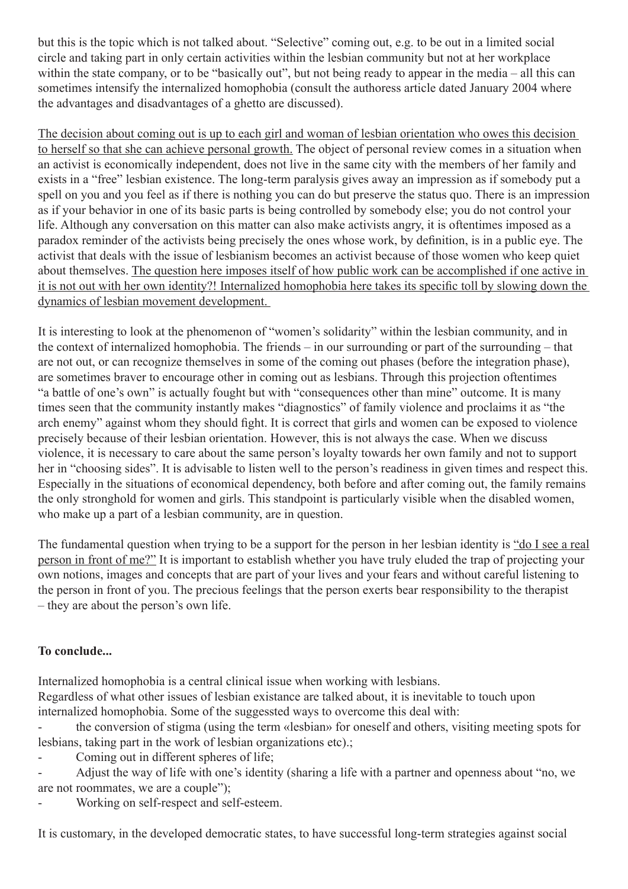but this is the topic which is not talked about. "Selective" coming out, e.g. to be out in a limited social circle and taking part in only certain activities within the lesbian community but not at her workplace within the state company, or to be "basically out", but not being ready to appear in the media – all this can sometimes intensify the internalized homophobia (consult the authoress article dated January 2004 where the advantages and disadvantages of a ghetto are discussed).

<u>The decision about coming out is up to each girl and woman of lesbian orientation who owes this decision to herself so that she can achieve personal growth.</u> The object of personal review comes in a situation when an activist is economically independent, does not live in the same city with the members of her family and exists in a "free" lesbian existence. The long-term paralysis gives away an impression as if somebody put a spell on you and you feel as if there is nothing you can do but preserve the status quo. There is an impression as if your behavior in one of its basic parts is being controlled by somebody else; you do not control your life. Although any conversation on this matter can also make activists angry, it is oftentimes imposed as a paradox reminder of the activists being precisely the ones whose work, by definition, is in a public eye. The activist that deals with the issue of lesbianism becomes an activist because of those women who keep quiet about themselves. <u>The question here imposes itself of how public work can be accomplished if one active in it is not out with her own identity?! Internalized homophobia here takes its specific toll by slowing down the dynamics of lesbian movement development.</u>

It is interesting to look at the phenomenon of "women's solidarity" within the lesbian community, and in the context of internalized homophobia. The friends – in our surrounding or part of the surrounding – that are not out, or can recognize themselves in some of the coming out phases (before the integration phase), are sometimes braver to encourage other in coming out as lesbians. Through this projection oftentimes "a battle of one's own" is actually fought but with "consequences other than mine" outcome. It is many times seen that the community instantly makes "diagnostics" of family violence and proclaims it as "the arch enemy" against whom they should fight. It is correct that girls and women can be exposed to violence precisely because of their lesbian orientation. However, this is not always the case. When we discuss violence, it is necessary to care about the same person's loyalty towards her own family and not to support her in "choosing sides". It is advisable to listen well to the person's readiness in given times and respect this. Especially in the situations of economical dependency, both before and after coming out, the family remains the only stronghold for women and girls. This standpoint is particularly visible when the disabled women, who make up a part of a lesbian community, are in question.

The fundamental question when trying to be a support for the person in her lesbian identity is <u>"do I see a real person in front of me?"</u> It is important to establish whether you have truly eluded the trap of projecting your own notions, images and concepts that are part of your lives and your fears and without careful listening to the person in front of you. The precious feelings that the person exerts bear responsibility to the therapist – they are about the person's own life.

**To conclude...**

Internalized homophobia is a central clinical issue when working with lesbians.
Regardless of what other issues of lesbian existance are talked about, it is inevitable to touch upon internalized homophobia. Some of the suggessted ways to overcome this deal with:

- the conversion of stigma (using the term «lesbian» for oneself and others, visiting meeting spots for lesbians, taking part in the work of lesbian organizations etc).;
- Coming out in different spheres of life;
- Adjust the way of life with one's identity (sharing a life with a partner and openness about "no, we are not roommates, we are a couple");
- Working on self-respect and self-esteem.

It is customary, in the developed democratic states, to have successful long-term strategies against social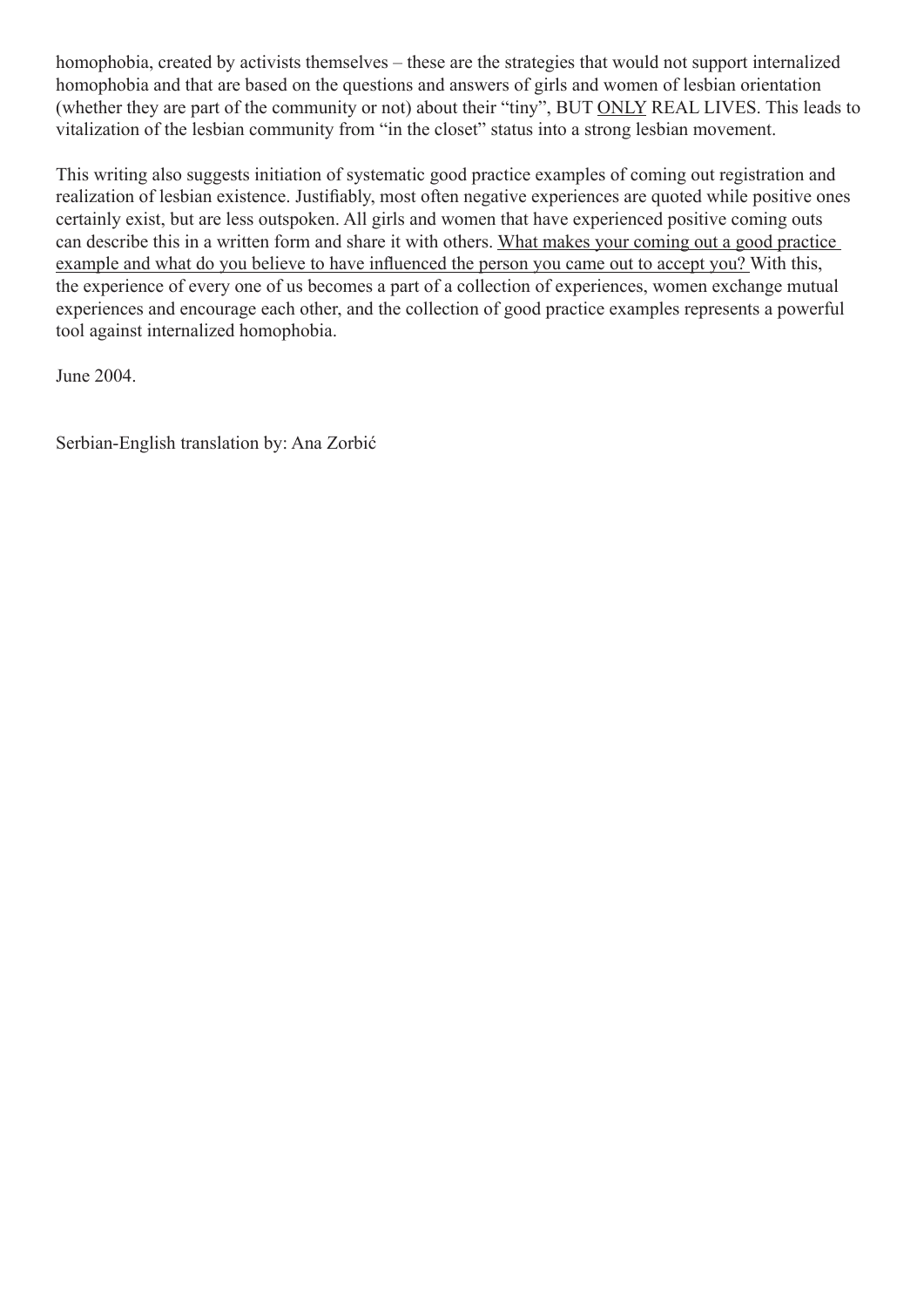homophobia, created by activists themselves – these are the strategies that would not support internalized homophobia and that are based on the questions and answers of girls and women of lesbian orientation (whether they are part of the community or not) about their "tiny", BUT <u>ONLY</u> REAL LIVES. This leads to vitalization of the lesbian community from "in the closet" status into a strong lesbian movement.

This writing also suggests initiation of systematic good practice examples of coming out registration and realization of lesbian existence. Justifiably, most often negative experiences are quoted while positive ones certainly exist, but are less outspoken. All girls and women that have experienced positive coming outs can describe this in a written form and share it with others. <u>What makes your coming out a good practice example and what do you believe to have influenced the person you came out to accept you?</u> With this, the experience of every one of us becomes a part of a collection of experiences, women exchange mutual experiences and encourage each other, and the collection of good practice examples represents a powerful tool against internalized homophobia.

June 2004.

Serbian-English translation by: Ana Zorbić